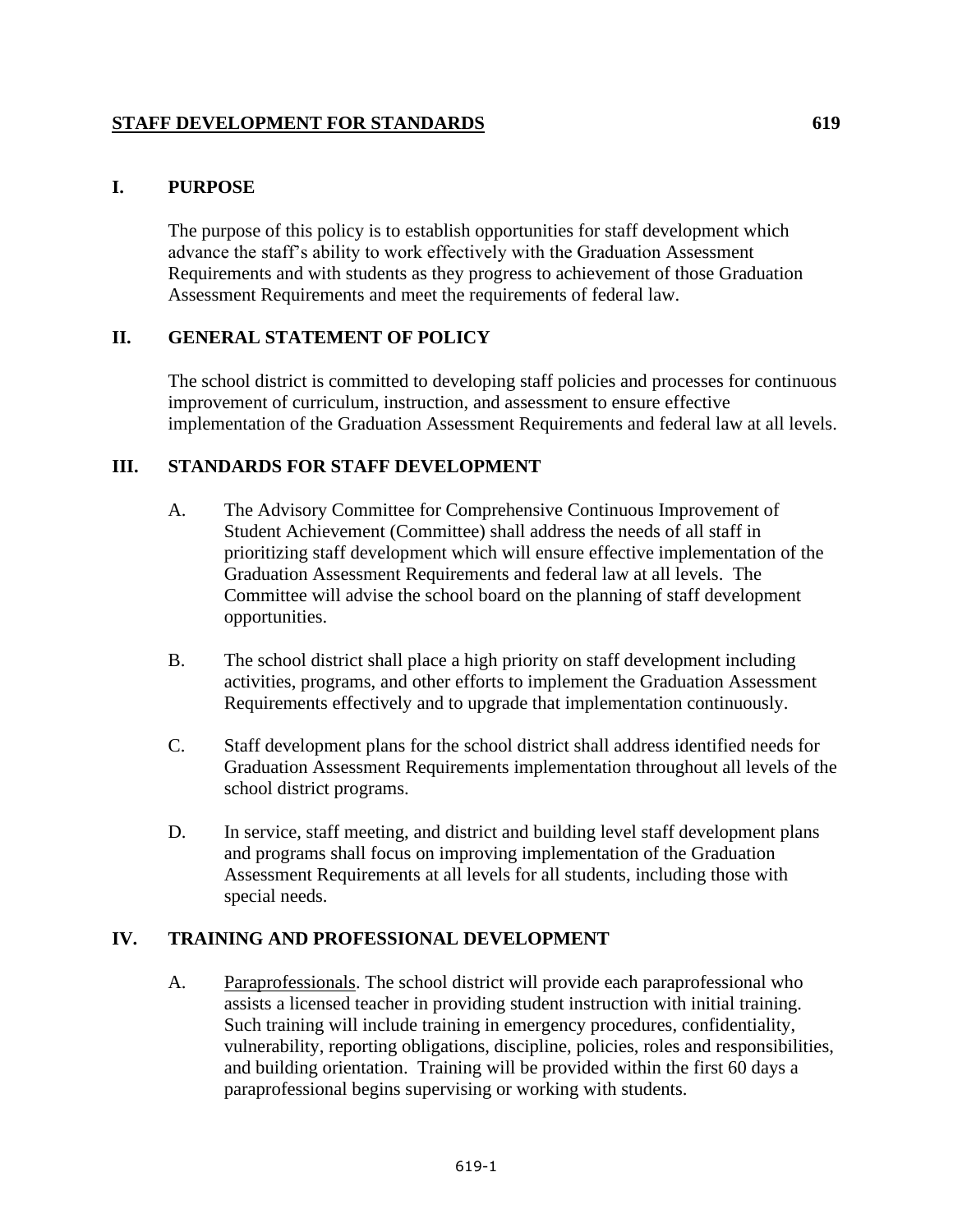# STAFF DEVELOPMENT FOR STANDARDS 619

## I. PURPOSE

The purpose of this policy is to establish opportunities for staff development which advance the staff's ability to work effectively with the Graduation Assessment Requirements and with students as they progress to achievement of those Graduation Assessment Requirements and meet the requirements of federal law.

## II. GENERAL STATEMENT OF POLICY

The school district is committed to developing staff policies and processes for continuous improvement of curriculum, instruction, and assessment to ensure effective implementation of the Graduation Assessment Requirements and federal law at all levels.

## III. STANDARDS FOR STAFF DEVELOPMENT

A. The Advisory Committee for Comprehensive Continuous Improvement of Student Achievement (Committee) shall address the needs of all staff in prioritizing staff development which will ensure effective implementation of the Graduation Assessment Requirements and federal law at all levels. The Committee will advise the school board on the planning of staff development opportunities.

B. The school district shall place a high priority on staff development including activities, programs, and other efforts to implement the Graduation Assessment Requirements effectively and to upgrade that implementation continuously.

C. Staff development plans for the school district shall address identified needs for Graduation Assessment Requirements implementation throughout all levels of the school district programs.

D. In service, staff meeting, and district and building level staff development plans and programs shall focus on improving implementation of the Graduation Assessment Requirements at all levels for all students, including those with special needs.

## IV. TRAINING AND PROFESSIONAL DEVELOPMENT

A. Paraprofessionals. The school district will provide each paraprofessional who assists a licensed teacher in providing student instruction with initial training. Such training will include training in emergency procedures, confidentiality, vulnerability, reporting obligations, discipline, policies, roles and responsibilities, and building orientation. Training will be provided within the first 60 days a paraprofessional begins supervising or working with students.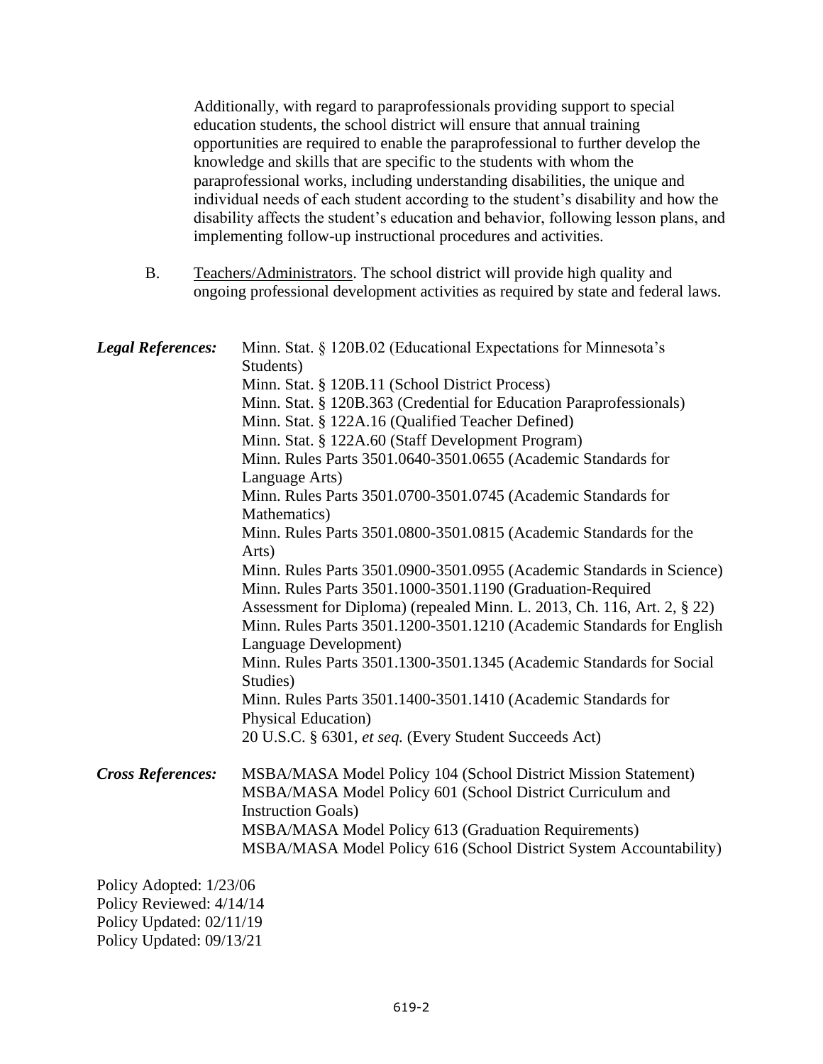Additionally, with regard to paraprofessionals providing support to special education students, the school district will ensure that annual training opportunities are required to enable the paraprofessional to further develop the knowledge and skills that are specific to the students with whom the paraprofessional works, including understanding disabilities, the unique and individual needs of each student according to the student's disability and how the disability affects the student's education and behavior, following lesson plans, and implementing follow-up instructional procedures and activities.

B. Teachers/Administrators. The school district will provide high quality and ongoing professional development activities as required by state and federal laws.

***Legal References:***

Minn. Stat. § 120B.02 (Educational Expectations for Minnesota's Students)
Minn. Stat. § 120B.11 (School District Process)
Minn. Stat. § 120B.363 (Credential for Education Paraprofessionals)
Minn. Stat. § 122A.16 (Qualified Teacher Defined)
Minn. Stat. § 122A.60 (Staff Development Program)
Minn. Rules Parts 3501.0640-3501.0655 (Academic Standards for Language Arts)
Minn. Rules Parts 3501.0700-3501.0745 (Academic Standards for Mathematics)
Minn. Rules Parts 3501.0800-3501.0815 (Academic Standards for the Arts)
Minn. Rules Parts 3501.0900-3501.0955 (Academic Standards in Science)
Minn. Rules Parts 3501.1000-3501.1190 (Graduation-Required Assessment for Diploma) (repealed Minn. L. 2013, Ch. 116, Art. 2, § 22)
Minn. Rules Parts 3501.1200-3501.1210 (Academic Standards for English Language Development)
Minn. Rules Parts 3501.1300-3501.1345 (Academic Standards for Social Studies)
Minn. Rules Parts 3501.1400-3501.1410 (Academic Standards for Physical Education)
20 U.S.C. § 6301, *et seq.* (Every Student Succeeds Act)

***Cross References:***

MSBA/MASA Model Policy 104 (School District Mission Statement)
MSBA/MASA Model Policy 601 (School District Curriculum and Instruction Goals)
MSBA/MASA Model Policy 613 (Graduation Requirements)
MSBA/MASA Model Policy 616 (School District System Accountability)

Policy Adopted: 1/23/06
Policy Reviewed: 4/14/14
Policy Updated: 02/11/19
Policy Updated: 09/13/21